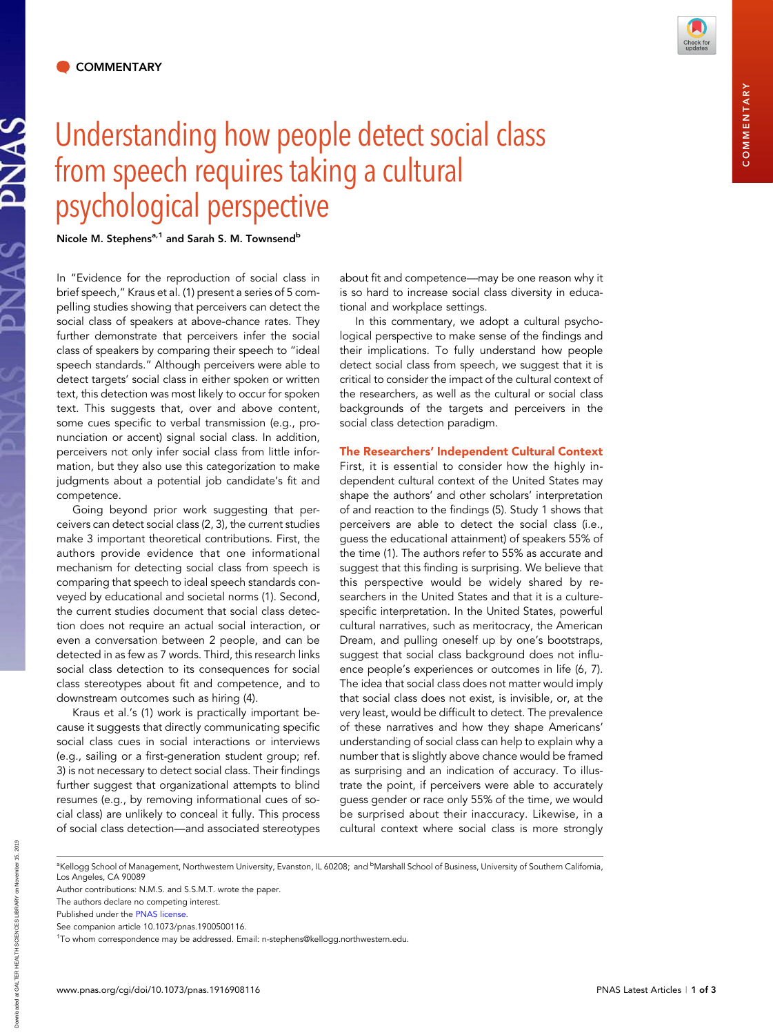COMMENTARY

# Understanding how people detect social class from speech requires taking a cultural psychological perspective

**Nicole M. Stephens[a,1] and Sarah S. M. Townsend[b]**

In "Evidence for the reproduction of social class in brief speech," Kraus et al. (1) present a series of 5 compelling studies showing that perceivers can detect the social class of speakers at above-chance rates. They further demonstrate that perceivers infer the social class of speakers by comparing their speech to "ideal speech standards." Although perceivers were able to detect targets' social class in either spoken or written text, this detection was most likely to occur for spoken text. This suggests that, over and above content, some cues specific to verbal transmission (e.g., pronunciation or accent) signal social class. In addition, perceivers not only infer social class from little information, but they also use this categorization to make judgments about a potential job candidate's fit and competence.

Going beyond prior work suggesting that perceivers can detect social class (2, 3), the current studies make 3 important theoretical contributions. First, the authors provide evidence that one informational mechanism for detecting social class from speech is comparing that speech to ideal speech standards conveyed by educational and societal norms (1). Second, the current studies document that social class detection does not require an actual social interaction, or even a conversation between 2 people, and can be detected in as few as 7 words. Third, this research links social class detection to its consequences for social class stereotypes about fit and competence, and to downstream outcomes such as hiring (4).

Kraus et al.'s (1) work is practically important because it suggests that directly communicating specific social class cues in social interactions or interviews (e.g., sailing or a first-generation student group; ref. 3) is not necessary to detect social class. Their findings further suggest that organizational attempts to blind resumes (e.g., by removing informational cues of social class) are unlikely to conceal it fully. This process of social class detection—and associated stereotypes about fit and competence—may be one reason why it is so hard to increase social class diversity in educational and workplace settings.

In this commentary, we adopt a cultural psychological perspective to make sense of the findings and their implications. To fully understand how people detect social class from speech, we suggest that it is critical to consider the impact of the cultural context of the researchers, as well as the cultural or social class backgrounds of the targets and perceivers in the social class detection paradigm.

## The Researchers' Independent Cultural Context

First, it is essential to consider how the highly independent cultural context of the United States may shape the authors' and other scholars' interpretation of and reaction to the findings (5). Study 1 shows that perceivers are able to detect the social class (i.e., guess the educational attainment) of speakers 55% of the time (1). The authors refer to 55% as accurate and suggest that this finding is surprising. We believe that this perspective would be widely shared by researchers in the United States and that it is a culture-specific interpretation. In the United States, powerful cultural narratives, such as meritocracy, the American Dream, and pulling oneself up by one's bootstraps, suggest that social class background does not influence people's experiences or outcomes in life (6, 7). The idea that social class does not matter would imply that social class does not exist, is invisible, or, at the very least, would be difficult to detect. The prevalence of these narratives and how they shape Americans' understanding of social class can help to explain why a number that is slightly above chance would be framed as surprising and an indication of accuracy. To illustrate the point, if perceivers were able to accurately guess gender or race only 55% of the time, we would be surprised about their inaccuracy. Likewise, in a cultural context where social class is more strongly

---

[a]Kellogg School of Management, Northwestern University, Evanston, IL 60208; and [b]Marshall School of Business, University of Southern California, Los Angeles, CA 90089

Author contributions: N.M.S. and S.S.M.T. wrote the paper.

The authors declare no competing interest.

Published under the PNAS license.

See companion article 10.1073/pnas.1900500116.

[1]To whom correspondence may be addressed. Email: n-stephens@kellogg.northwestern.edu.

www.pnas.org/cgi/doi/10.1073/pnas.1916908116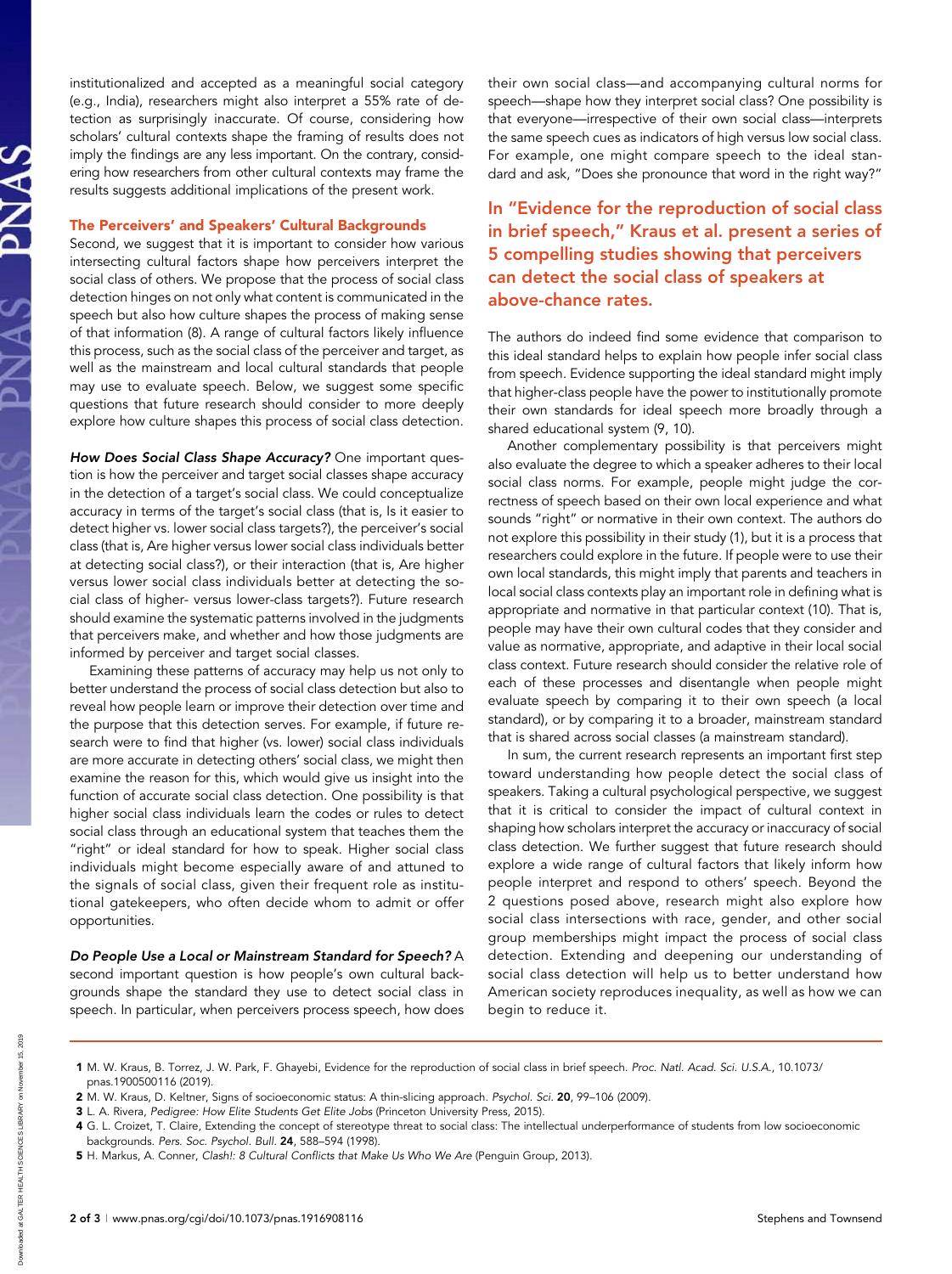institutionalized and accepted as a meaningful social category (e.g., India), researchers might also interpret a 55% rate of detection as surprisingly inaccurate. Of course, considering how scholars' cultural contexts shape the framing of results does not imply the findings are any less important. On the contrary, considering how researchers from other cultural contexts may frame the results suggests additional implications of the present work.

### The Perceivers' and Speakers' Cultural Backgrounds

Second, we suggest that it is important to consider how various intersecting cultural factors shape how perceivers interpret the social class of others. We propose that the process of social class detection hinges on not only what content is communicated in the speech but also how culture shapes the process of making sense of that information (8). A range of cultural factors likely influence this process, such as the social class of the perceiver and target, as well as the mainstream and local cultural standards that people may use to evaluate speech. Below, we suggest some specific questions that future research should consider to more deeply explore how culture shapes this process of social class detection.

***How Does Social Class Shape Accuracy?*** One important question is how the perceiver and target social classes shape accuracy in the detection of a target's social class. We could conceptualize accuracy in terms of the target's social class (that is, Is it easier to detect higher vs. lower social class targets?), the perceiver's social class (that is, Are higher versus lower social class individuals better at detecting social class?), or their interaction (that is, Are higher versus lower social class individuals better at detecting the social class of higher- versus lower-class targets?). Future research should examine the systematic patterns involved in the judgments that perceivers make, and whether and how those judgments are informed by perceiver and target social classes.

Examining these patterns of accuracy may help us not only to better understand the process of social class detection but also to reveal how people learn or improve their detection over time and the purpose that this detection serves. For example, if future research were to find that higher (vs. lower) social class individuals are more accurate in detecting others' social class, we might then examine the reason for this, which would give us insight into the function of accurate social class detection. One possibility is that higher social class individuals learn the codes or rules to detect social class through an educational system that teaches them the "right" or ideal standard for how to speak. Higher social class individuals might become especially aware of and attuned to the signals of social class, given their frequent role as institutional gatekeepers, who often decide whom to admit or offer opportunities.

***Do People Use a Local or Mainstream Standard for Speech?*** A second important question is how people's own cultural backgrounds shape the standard they use to detect social class in speech. In particular, when perceivers process speech, how does their own social class—and accompanying cultural norms for speech—shape how they interpret social class? One possibility is that everyone—irrespective of their own social class—interprets the same speech cues as indicators of high versus low social class. For example, one might compare speech to the ideal standard and ask, "Does she pronounce that word in the right way?"

**In "Evidence for the reproduction of social class in brief speech," Kraus et al. present a series of 5 compelling studies showing that perceivers can detect the social class of speakers at above-chance rates.**

The authors do indeed find some evidence that comparison to this ideal standard helps to explain how people infer social class from speech. Evidence supporting the ideal standard might imply that higher-class people have the power to institutionally promote their own standards for ideal speech more broadly through a shared educational system (9, 10).

Another complementary possibility is that perceivers might also evaluate the degree to which a speaker adheres to their local social class norms. For example, people might judge the correctness of speech based on their own local experience and what sounds "right" or normative in their own context. The authors do not explore this possibility in their study (1), but it is a process that researchers could explore in the future. If people were to use their own local standards, this might imply that parents and teachers in local social class contexts play an important role in defining what is appropriate and normative in that particular context (10). That is, people may have their own cultural codes that they consider and value as normative, appropriate, and adaptive in their local social class context. Future research should consider the relative role of each of these processes and disentangle when people might evaluate speech by comparing it to their own speech (a local standard), or by comparing it to a broader, mainstream standard that is shared across social classes (a mainstream standard).

In sum, the current research represents an important first step toward understanding how people detect the social class of speakers. Taking a cultural psychological perspective, we suggest that it is critical to consider the impact of cultural context in shaping how scholars interpret the accuracy or inaccuracy of social class detection. We further suggest that future research should explore a wide range of cultural factors that likely inform how people interpret and respond to others' speech. Beyond the 2 questions posed above, research might also explore how social class intersections with race, gender, and other social group memberships might impact the process of social class detection. Extending and deepening our understanding of social class detection will help us to better understand how American society reproduces inequality, as well as how we can begin to reduce it.

---

1 M. W. Kraus, B. Torrez, J. W. Park, F. Ghayebi, Evidence for the reproduction of social class in brief speech. *Proc. Natl. Acad. Sci. U.S.A.*, 10.1073/pnas.1900500116 (2019).

2 M. W. Kraus, D. Keltner, Signs of socioeconomic status: A thin-slicing approach. *Psychol. Sci.* **20**, 99–106 (2009).

3 L. A. Rivera, *Pedigree: How Elite Students Get Elite Jobs* (Princeton University Press, 2015).

4 G. L. Croizet, T. Claire, Extending the concept of stereotype threat to social class: The intellectual underperformance of students from low socioeconomic backgrounds. *Pers. Soc. Psychol. Bull.* **24**, 588–594 (1998).

5 H. Markus, A. Conner, *Clash!: 8 Cultural Conflicts that Make Us Who We Are* (Penguin Group, 2013).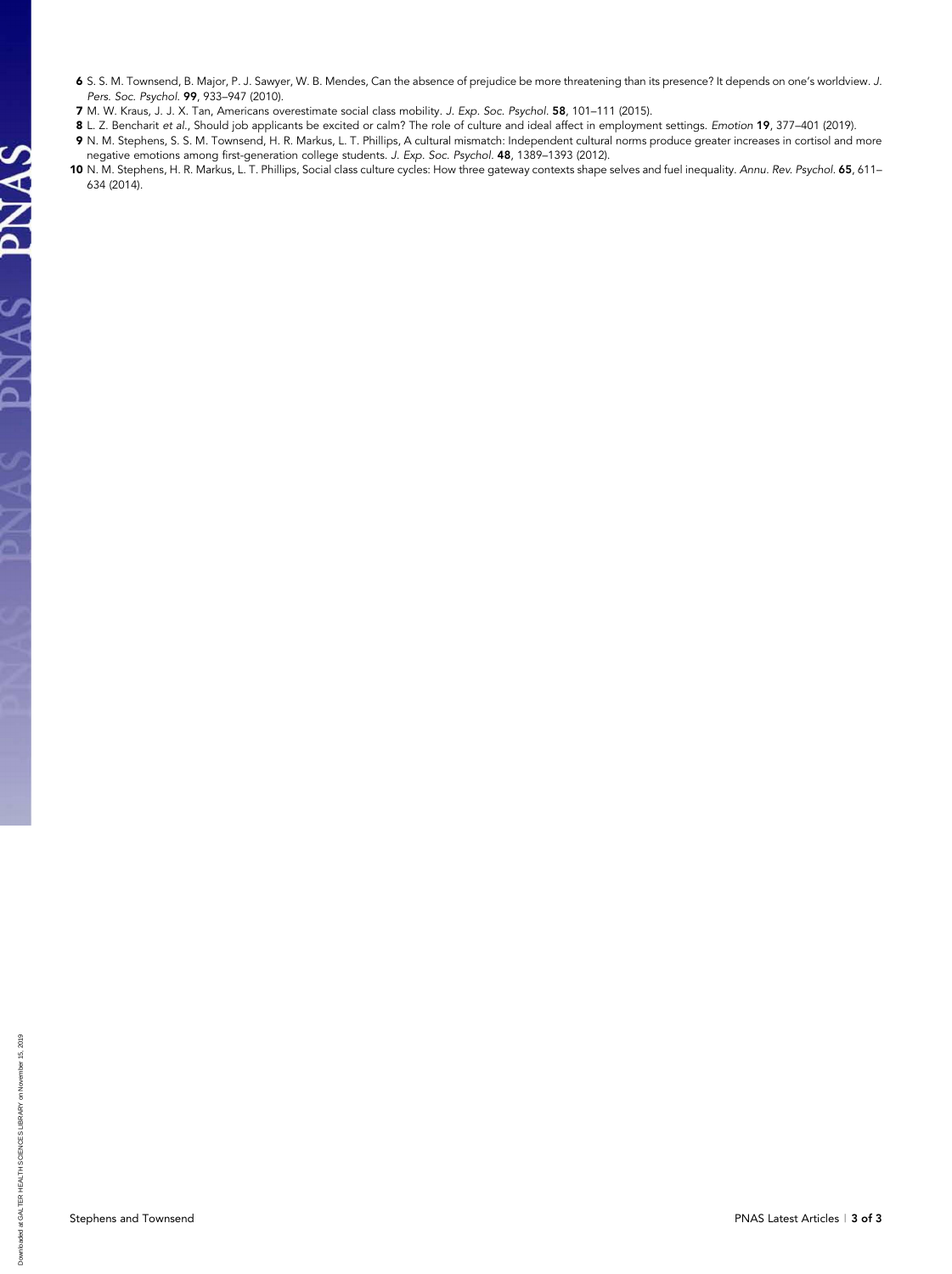6 S. S. M. Townsend, B. Major, P. J. Sawyer, W. B. Mendes, Can the absence of prejudice be more threatening than its presence? It depends on one's worldview. *J. Pers. Soc. Psychol.* **99**, 933–947 (2010).

7 M. W. Kraus, J. J. X. Tan, Americans overestimate social class mobility. *J. Exp. Soc. Psychol.* **58**, 101–111 (2015).

8 L. Z. Bencharit *et al.*, Should job applicants be excited or calm? The role of culture and ideal affect in employment settings. *Emotion* **19**, 377–401 (2019).

9 N. M. Stephens, S. S. M. Townsend, H. R. Markus, L. T. Phillips, A cultural mismatch: Independent cultural norms produce greater increases in cortisol and more negative emotions among first-generation college students. *J. Exp. Soc. Psychol.* **48**, 1389–1393 (2012).

10 N. M. Stephens, H. R. Markus, L. T. Phillips, Social class culture cycles: How three gateway contexts shape selves and fuel inequality. *Annu. Rev. Psychol.* **65**, 611–634 (2014).